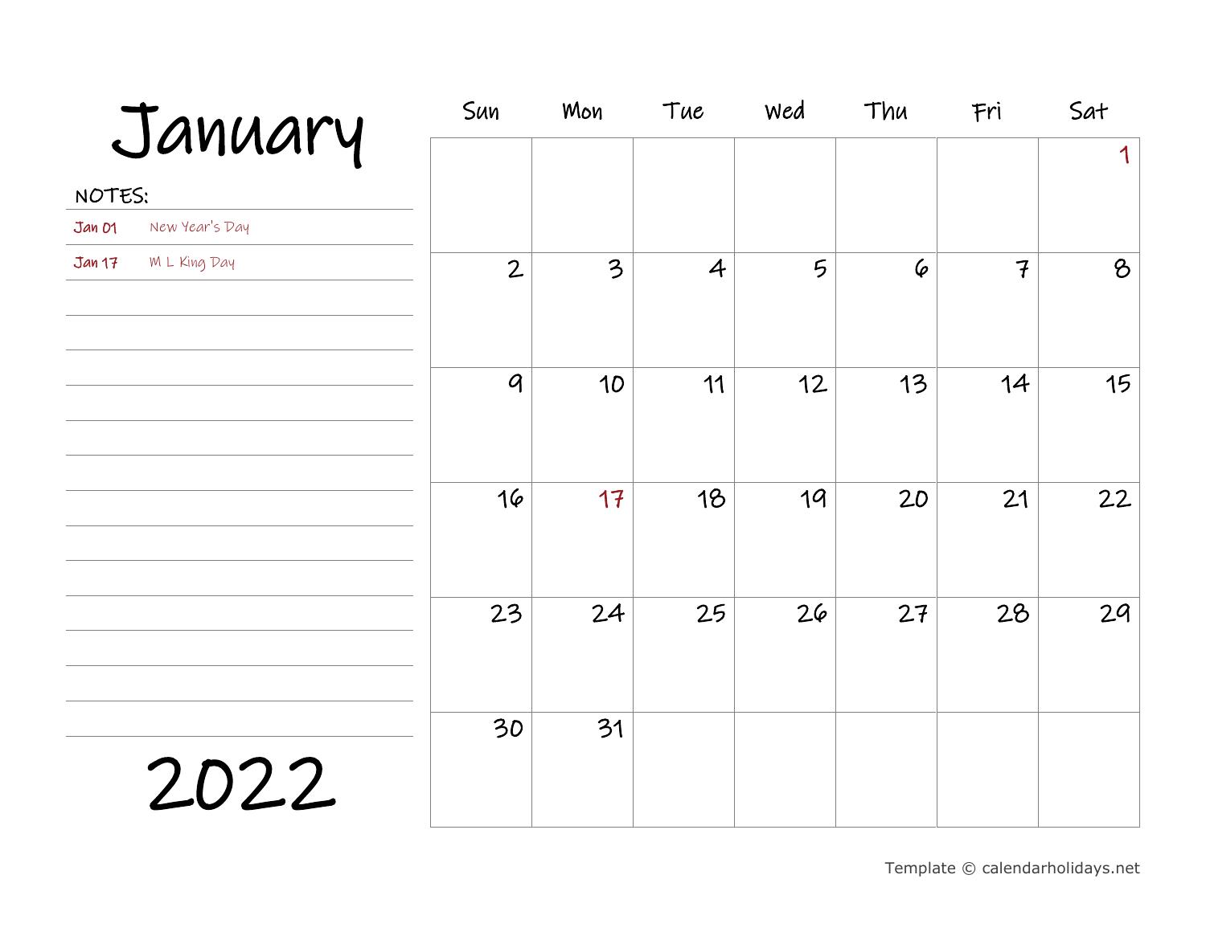# January

NOTES:

| | |
|---|---|
| Jan 01 | New Year's Day |
| Jan 17 | M L King Day |

| Sun | Mon | Tue | Wed | Thu | Fri | Sat |
|---|---|---|---|---|---|---|
| | | | | | | 1 |
| 2 | 3 | 4 | 5 | 6 | 7 | 8 |
| 9 | 10 | 11 | 12 | 13 | 14 | 15 |
| 16 | 17 | 18 | 19 | 20 | 21 | 22 |
| 23 | 24 | 25 | 26 | 27 | 28 | 29 |
| 30 | 31 | | | | | |

# 2022

Template © calendarholidays.net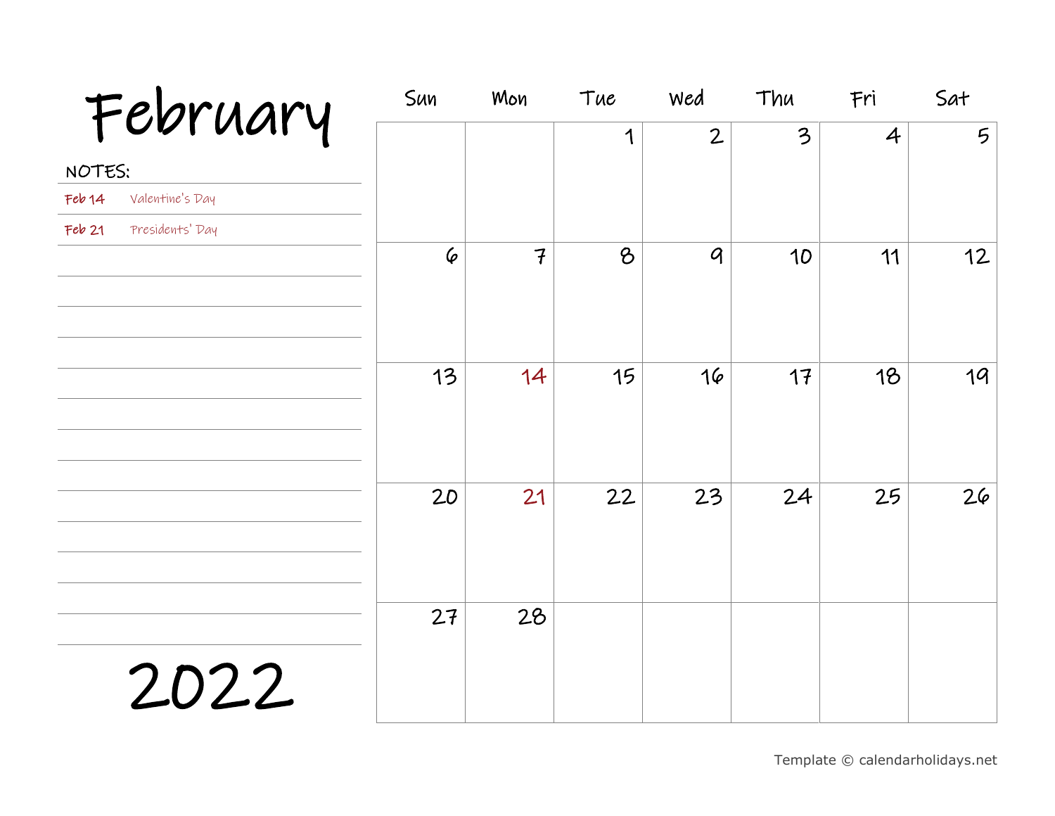# February

**NOTES:**

| | |
|---|---|
| Feb 14 | Valentine's Day |
| Feb 21 | Presidents' Day |

# 2022

| Sun | Mon | Tue | Wed | Thu | Fri | Sat |
|---|---|---|---|---|---|---|
| | | 1 | 2 | 3 | 4 | 5 |
| 6 | 7 | 8 | 9 | 10 | 11 | 12 |
| 13 | 14 | 15 | 16 | 17 | 18 | 19 |
| 20 | 21 | 22 | 23 | 24 | 25 | 26 |
| 27 | 28 | | | | | |

Template © calendarholidays.net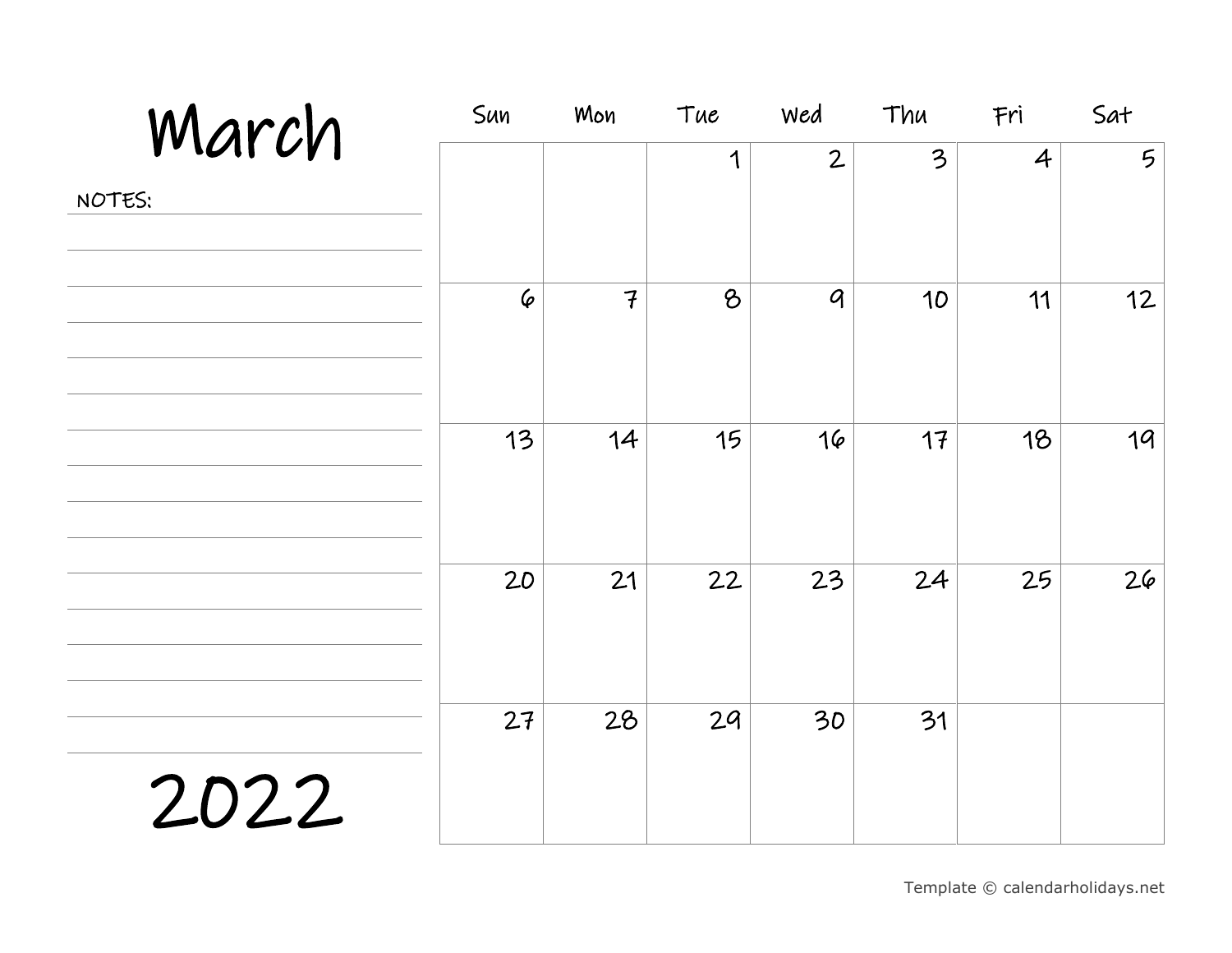# March

NOTES:

# 2022

| Sun | Mon | Tue | Wed | Thu | Fri | Sat |
| --- | --- | --- | --- | --- | --- | --- |
| | | 1 | 2 | 3 | 4 | 5 |
| 6 | 7 | 8 | 9 | 10 | 11 | 12 |
| 13 | 14 | 15 | 16 | 17 | 18 | 19 |
| 20 | 21 | 22 | 23 | 24 | 25 | 26 |
| 27 | 28 | 29 | 30 | 31 | | |

Template © calendarholidays.net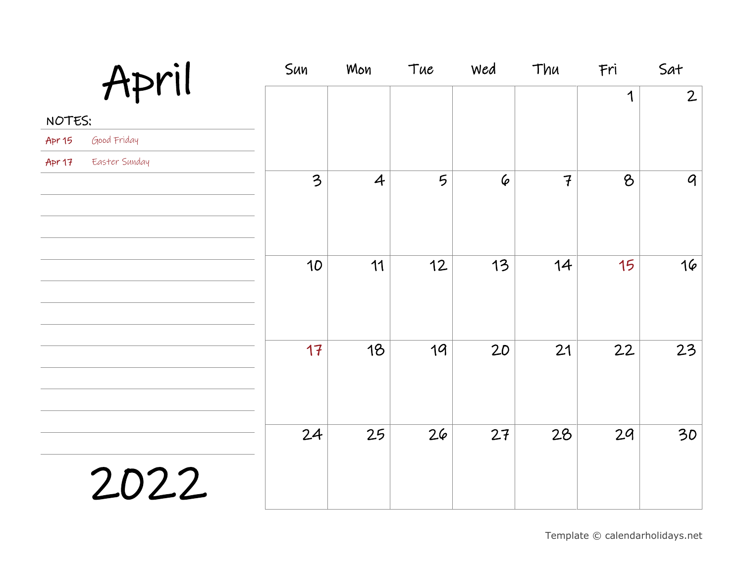# April

**NOTES:**

| | |
|---|---|
| Apr 15 | Good Friday |
| Apr 17 | Easter Sunday |

# 2022

| Sun | Mon | Tue | Wed | Thu | Fri | Sat |
|---|---|---|---|---|---|---|
| | | | | | 1 | 2 |
| 3 | 4 | 5 | 6 | 7 | 8 | 9 |
| 10 | 11 | 12 | 13 | 14 | 15 | 16 |
| 17 | 18 | 19 | 20 | 21 | 22 | 23 |
| 24 | 25 | 26 | 27 | 28 | 29 | 30 |

Template © calendarholidays.net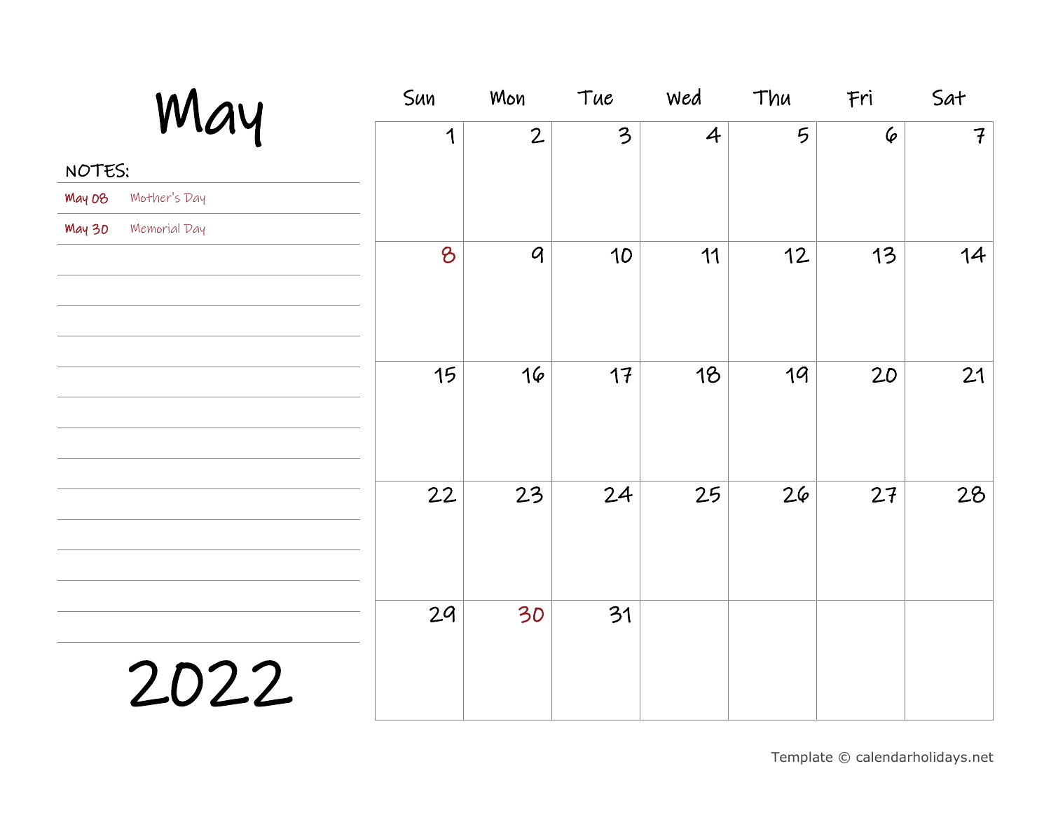# May

**NOTES:**

| | |
|---|---|
| May 08 | Mother's Day |
| May 30 | Memorial Day |

| Sun | Mon | Tue | Wed | Thu | Fri | Sat |
|---|---|---|---|---|---|---|
| 1 | 2 | 3 | 4 | 5 | 6 | 7 |
| 8 | 9 | 10 | 11 | 12 | 13 | 14 |
| 15 | 16 | 17 | 18 | 19 | 20 | 21 |
| 22 | 23 | 24 | 25 | 26 | 27 | 28 |
| 29 | 30 | 31 | | | | |

# 2022

Template © calendarholidays.net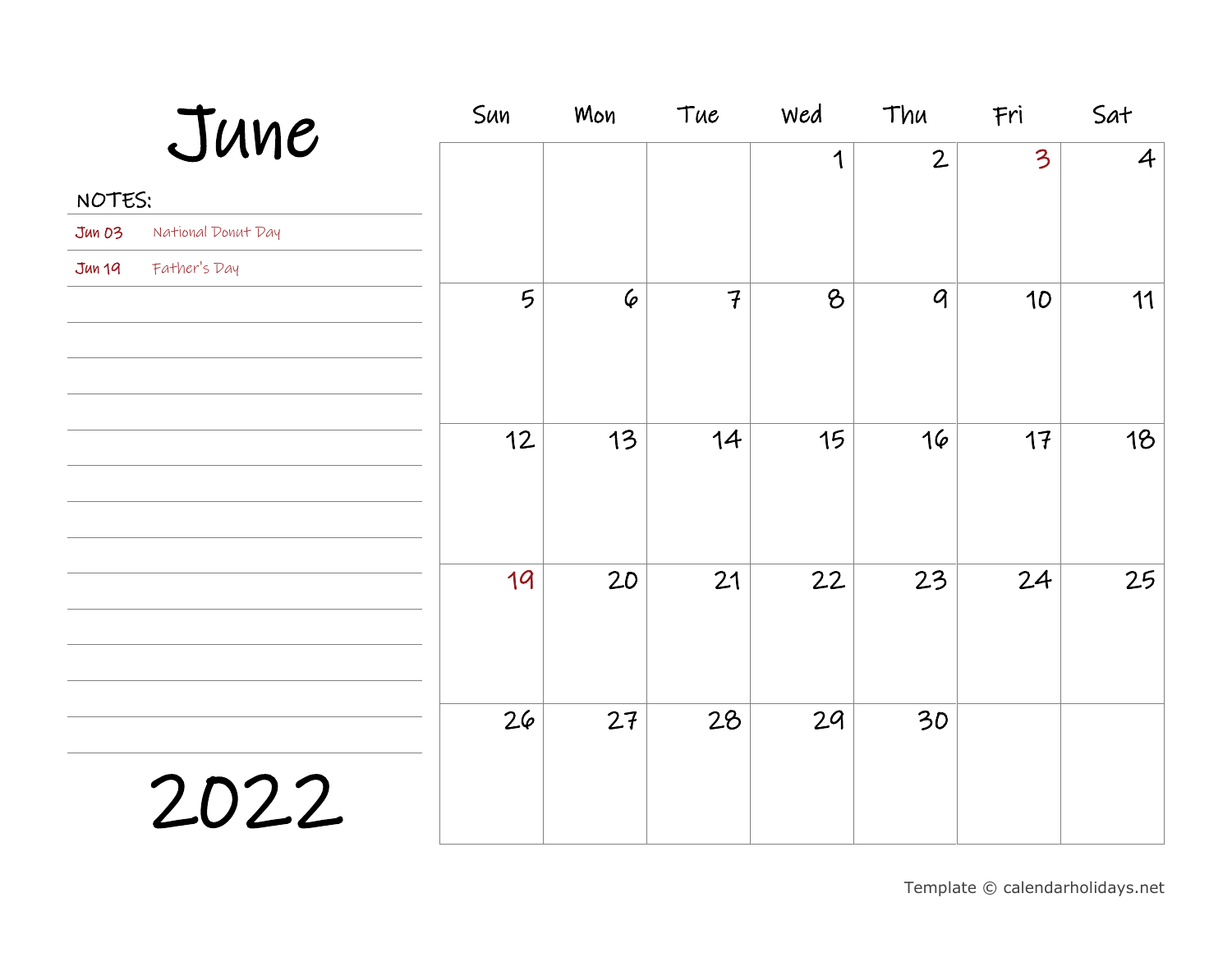# June

**NOTES:**

| | |
|---|---|
| Jun 03 | National Donut Day |
| Jun 19 | Father's Day |

| Sun | Mon | Tue | Wed | Thu | Fri | Sat |
|---|---|---|---|---|---|---|
| | | | 1 | 2 | 3 | 4 |
| 5 | 6 | 7 | 8 | 9 | 10 | 11 |
| 12 | 13 | 14 | 15 | 16 | 17 | 18 |
| 19 | 20 | 21 | 22 | 23 | 24 | 25 |
| 26 | 27 | 28 | 29 | 30 | | |

# 2022

Template © calendarholidays.net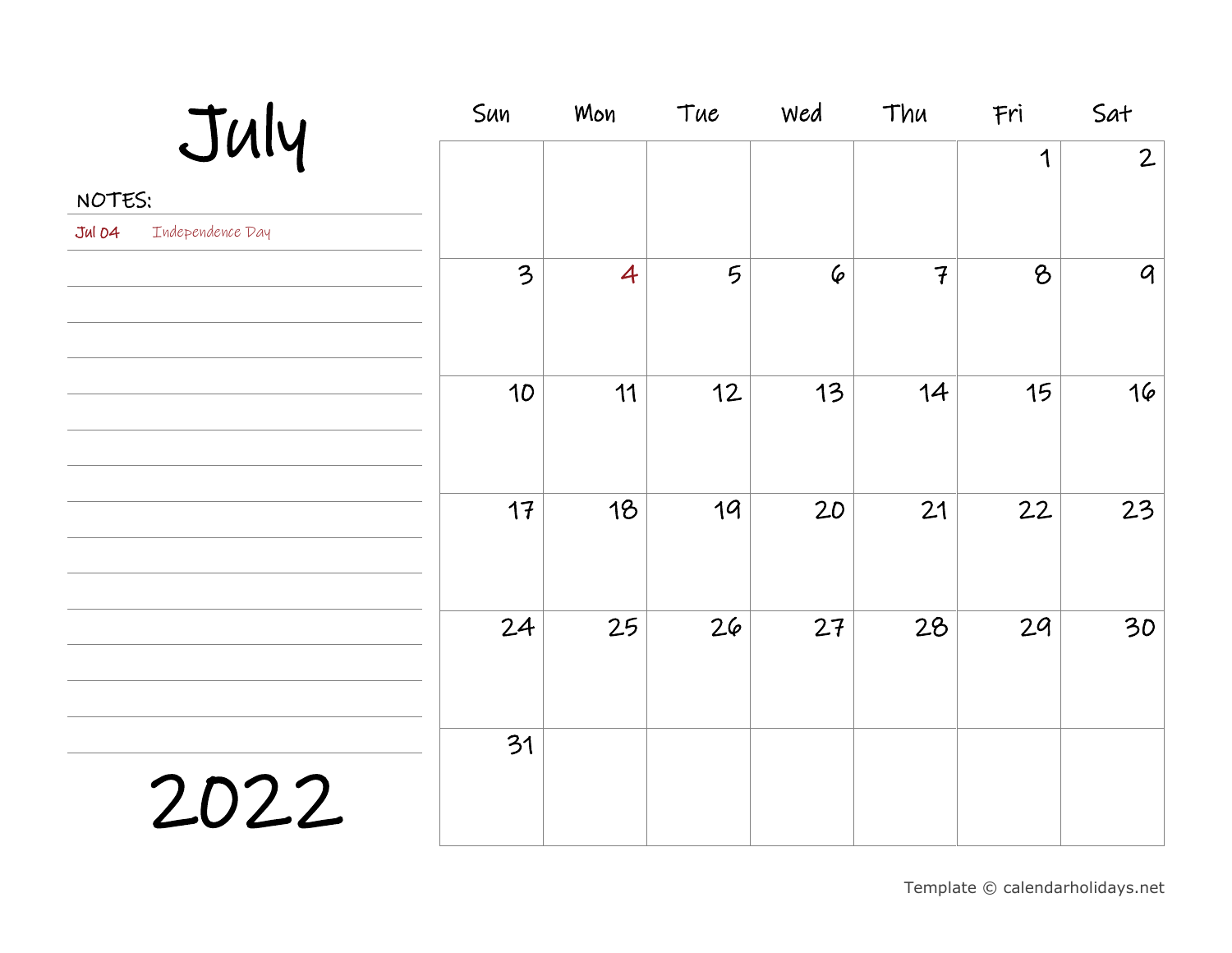# July

# 2022

**NOTES:**

Jul 04 Independence Day

| Sun | Mon | Tue | Wed | Thu | Fri | Sat |
|---|---|---|---|---|---|---|
| | | | | | 1 | 2 |
| 3 | 4 | 5 | 6 | 7 | 8 | 9 |
| 10 | 11 | 12 | 13 | 14 | 15 | 16 |
| 17 | 18 | 19 | 20 | 21 | 22 | 23 |
| 24 | 25 | 26 | 27 | 28 | 29 | 30 |
| 31 | | | | | | |

Template © calendarholidays.net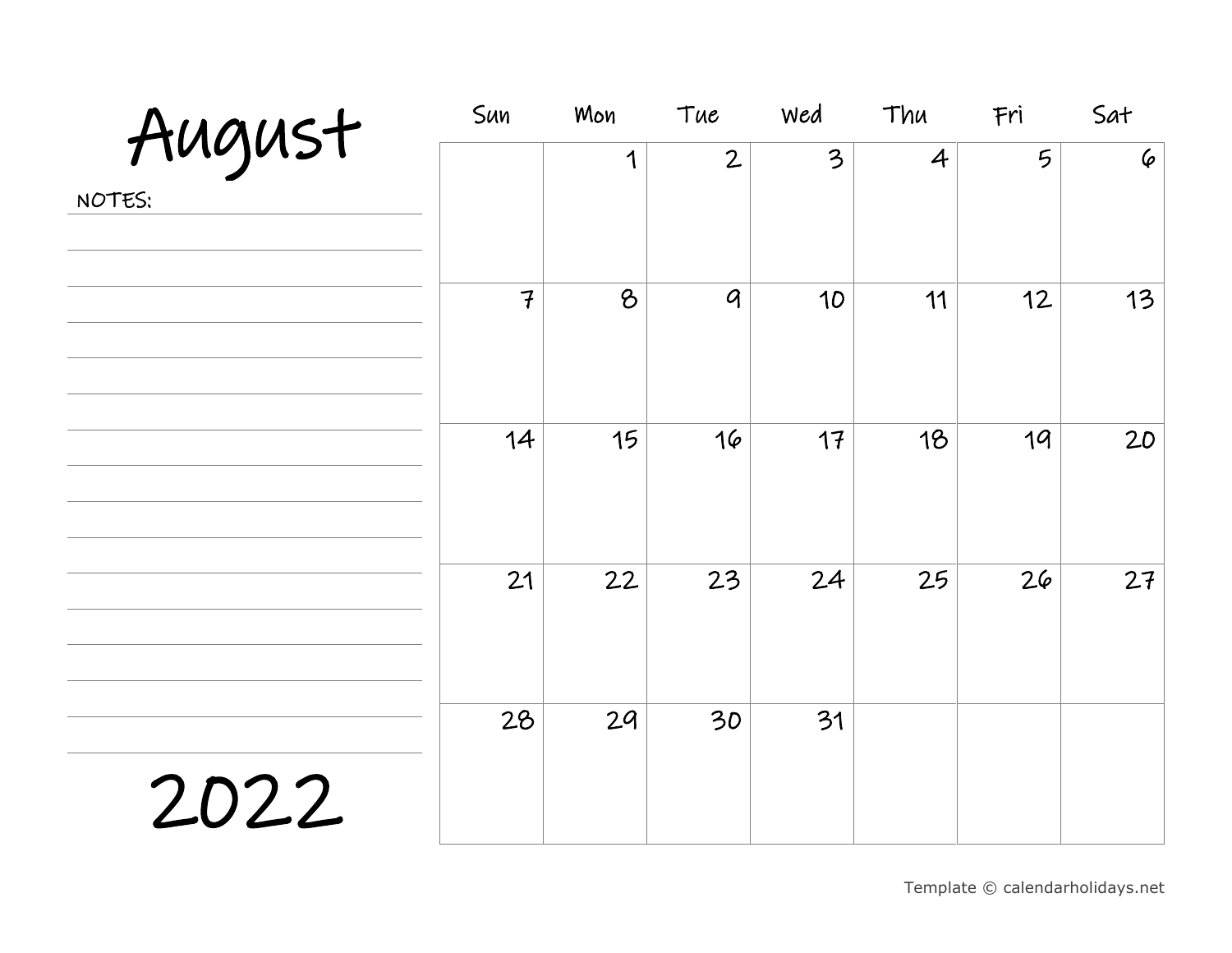# August

NOTES:

| Sun | Mon | Tue | Wed | Thu | Fri | Sat |
|---|---|---|---|---|---|---|
| | 1 | 2 | 3 | 4 | 5 | 6 |
| 7 | 8 | 9 | 10 | 11 | 12 | 13 |
| 14 | 15 | 16 | 17 | 18 | 19 | 20 |
| 21 | 22 | 23 | 24 | 25 | 26 | 27 |
| 28 | 29 | 30 | 31 | | | |

# 2022

Template © calendarholidays.net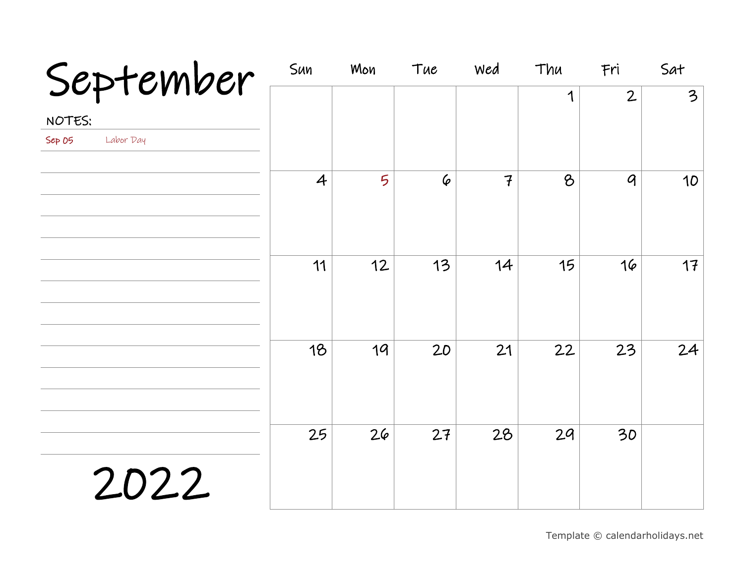# September

NOTES:

| | |
|---|---|
| Sep 05 | Labor Day |

| Sun | Mon | Tue | Wed | Thu | Fri | Sat |
|---|---|---|---|---|---|---|
| | | | | 1 | 2 | 3 |
| 4 | 5 | 6 | 7 | 8 | 9 | 10 |
| 11 | 12 | 13 | 14 | 15 | 16 | 17 |
| 18 | 19 | 20 | 21 | 22 | 23 | 24 |
| 25 | 26 | 27 | 28 | 29 | 30 | |

# 2022

Template © calendarholidays.net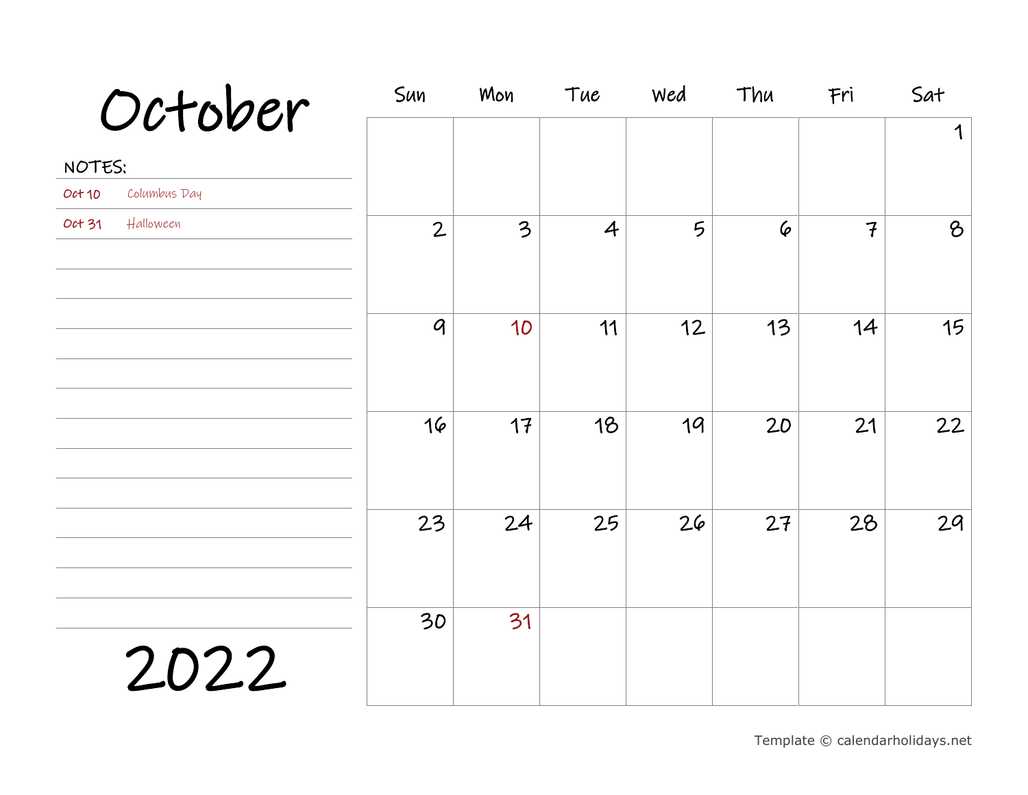# October

**NOTES:**

| | |
|---|---|
| Oct 10 | Columbus Day |
| Oct 31 | Halloween |

# 2022

| Sun | Mon | Tue | Wed | Thu | Fri | Sat |
|---|---|---|---|---|---|---|
| | | | | | | 1 |
| 2 | 3 | 4 | 5 | 6 | 7 | 8 |
| 9 | 10 | 11 | 12 | 13 | 14 | 15 |
| 16 | 17 | 18 | 19 | 20 | 21 | 22 |
| 23 | 24 | 25 | 26 | 27 | 28 | 29 |
| 30 | 31 | | | | | |

Template © calendarholidays.net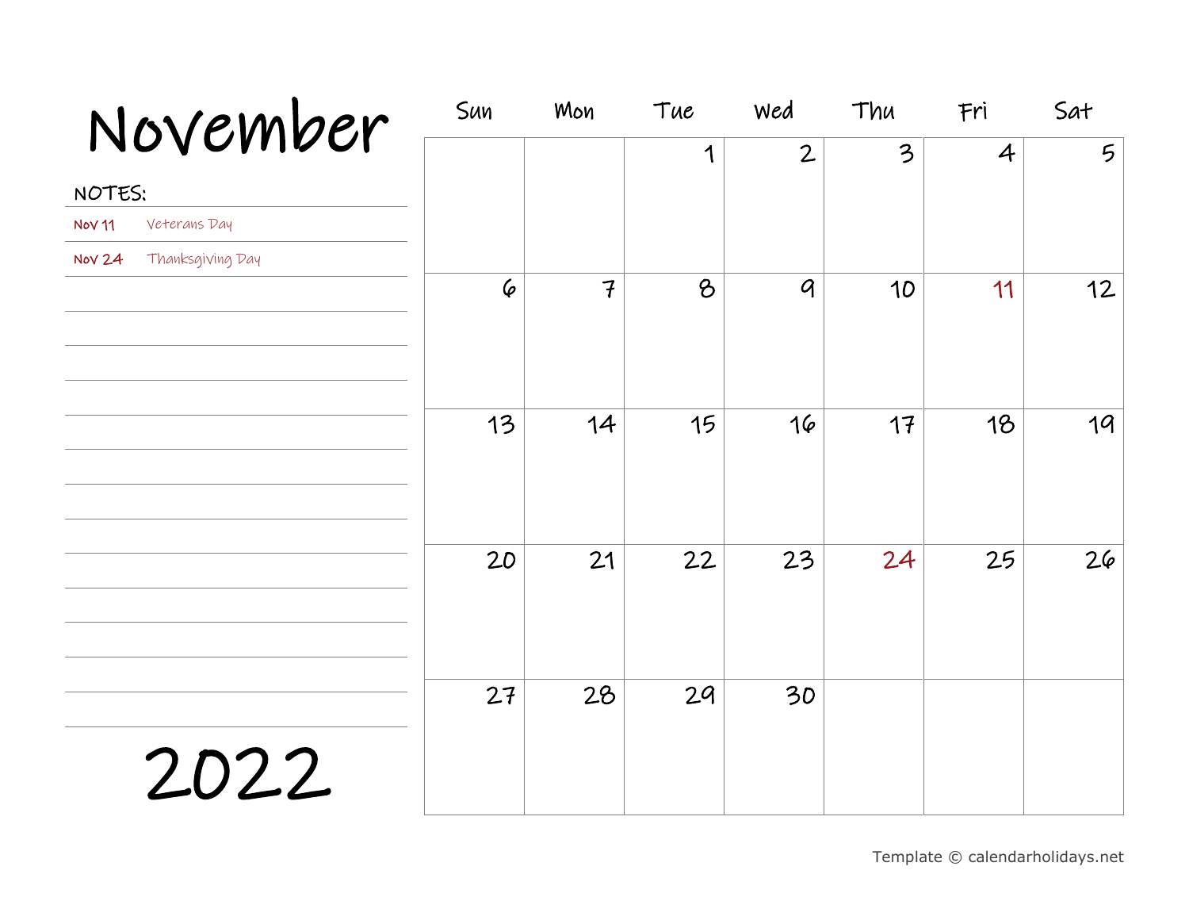# November

**NOTES:**

| | |
|---|---|
| Nov 11 | Veterans Day |
| Nov 24 | Thanksgiving Day |

| Sun | Mon | Tue | Wed | Thu | Fri | Sat |
|---|---|---|---|---|---|---|
| | | 1 | 2 | 3 | 4 | 5 |
| 6 | 7 | 8 | 9 | 10 | 11 | 12 |
| 13 | 14 | 15 | 16 | 17 | 18 | 19 |
| 20 | 21 | 22 | 23 | 24 | 25 | 26 |
| 27 | 28 | 29 | 30 | | | |

# 2022

Template © calendarholidays.net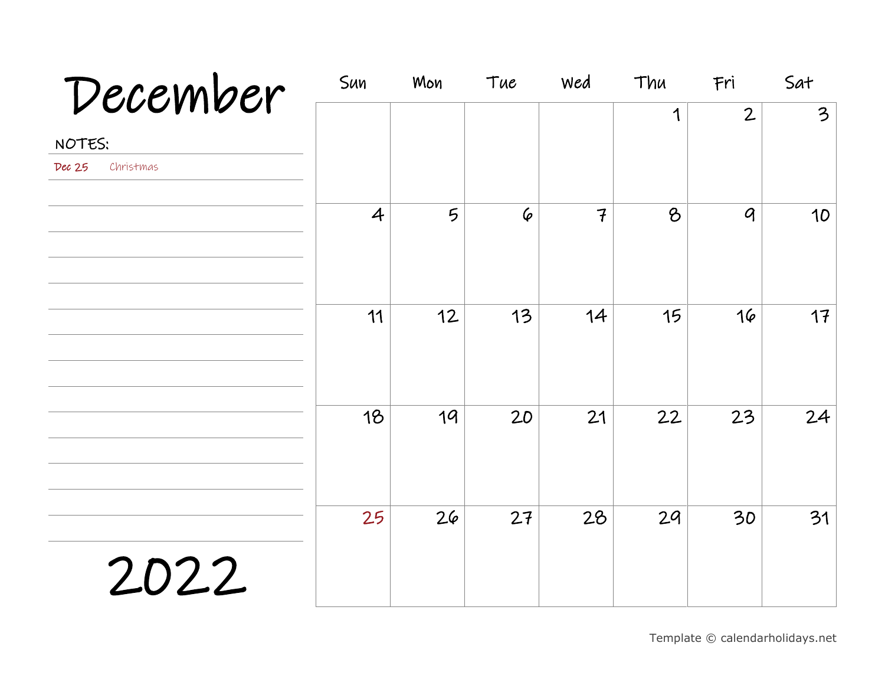# December

NOTES:

Dec 25 Christmas

# 2022

| Sun | Mon | Tue | Wed | Thu | Fri | Sat |
|---|---|---|---|---|---|---|
| | | | | 1 | 2 | 3 |
| 4 | 5 | 6 | 7 | 8 | 9 | 10 |
| 11 | 12 | 13 | 14 | 15 | 16 | 17 |
| 18 | 19 | 20 | 21 | 22 | 23 | 24 |
| 25 | 26 | 27 | 28 | 29 | 30 | 31 |

Template © calendarholidays.net